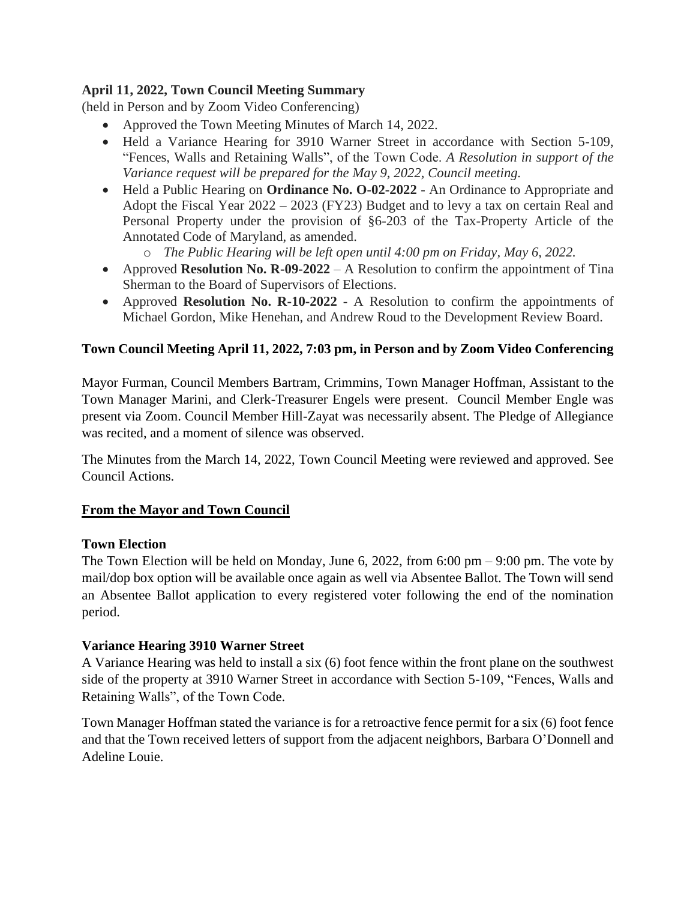**April 11, 2022, Town Council Meeting Summary**
(held in Person and by Zoom Video Conferencing)

- Approved the Town Meeting Minutes of March 14, 2022.
- Held a Variance Hearing for 3910 Warner Street in accordance with Section 5-109, "Fences, Walls and Retaining Walls", of the Town Code. *A Resolution in support of the Variance request will be prepared for the May 9, 2022, Council meeting.*
- Held a Public Hearing on **Ordinance No. O-02-2022** - An Ordinance to Appropriate and Adopt the Fiscal Year 2022 – 2023 (FY23) Budget and to levy a tax on certain Real and Personal Property under the provision of §6-203 of the Tax-Property Article of the Annotated Code of Maryland, as amended.
  - *The Public Hearing will be left open until 4:00 pm on Friday, May 6, 2022.*
- Approved **Resolution No. R-09-2022** – A Resolution to confirm the appointment of Tina Sherman to the Board of Supervisors of Elections.
- Approved **Resolution No. R-10-2022** - A Resolution to confirm the appointments of Michael Gordon, Mike Henehan, and Andrew Roud to the Development Review Board.

**Town Council Meeting April 11, 2022, 7:03 pm, in Person and by Zoom Video Conferencing**

Mayor Furman, Council Members Bartram, Crimmins, Town Manager Hoffman, Assistant to the Town Manager Marini, and Clerk-Treasurer Engels were present. Council Member Engle was present via Zoom. Council Member Hill-Zayat was necessarily absent. The Pledge of Allegiance was recited, and a moment of silence was observed.

The Minutes from the March 14, 2022, Town Council Meeting were reviewed and approved. See Council Actions.

**From the Mayor and Town Council**

**Town Election**
The Town Election will be held on Monday, June 6, 2022, from 6:00 pm – 9:00 pm. The vote by mail/dop box option will be available once again as well via Absentee Ballot. The Town will send an Absentee Ballot application to every registered voter following the end of the nomination period.

**Variance Hearing 3910 Warner Street**
A Variance Hearing was held to install a six (6) foot fence within the front plane on the southwest side of the property at 3910 Warner Street in accordance with Section 5-109, "Fences, Walls and Retaining Walls", of the Town Code.

Town Manager Hoffman stated the variance is for a retroactive fence permit for a six (6) foot fence and that the Town received letters of support from the adjacent neighbors, Barbara O'Donnell and Adeline Louie.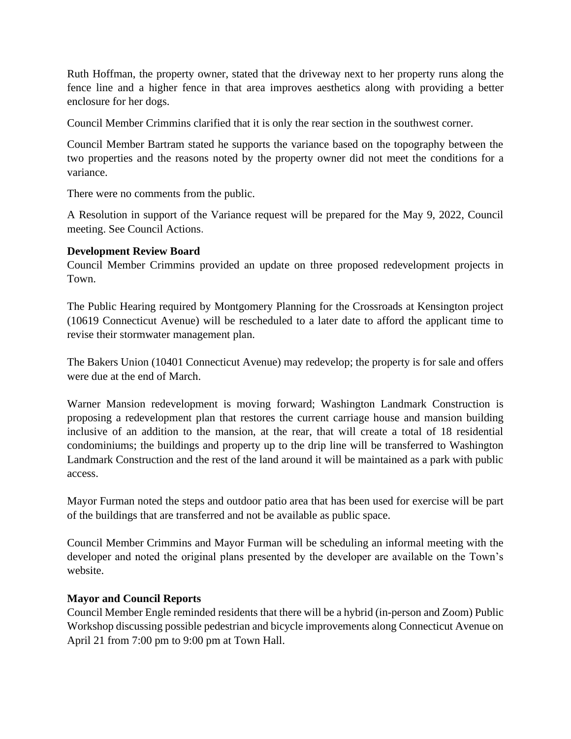Ruth Hoffman, the property owner, stated that the driveway next to her property runs along the fence line and a higher fence in that area improves aesthetics along with providing a better enclosure for her dogs.

Council Member Crimmins clarified that it is only the rear section in the southwest corner.

Council Member Bartram stated he supports the variance based on the topography between the two properties and the reasons noted by the property owner did not meet the conditions for a variance.

There were no comments from the public.

A Resolution in support of the Variance request will be prepared for the May 9, 2022, Council meeting. See Council Actions.

**Development Review Board**

Council Member Crimmins provided an update on three proposed redevelopment projects in Town.

The Public Hearing required by Montgomery Planning for the Crossroads at Kensington project (10619 Connecticut Avenue) will be rescheduled to a later date to afford the applicant time to revise their stormwater management plan.

The Bakers Union (10401 Connecticut Avenue) may redevelop; the property is for sale and offers were due at the end of March.

Warner Mansion redevelopment is moving forward; Washington Landmark Construction is proposing a redevelopment plan that restores the current carriage house and mansion building inclusive of an addition to the mansion, at the rear, that will create a total of 18 residential condominiums; the buildings and property up to the drip line will be transferred to Washington Landmark Construction and the rest of the land around it will be maintained as a park with public access.

Mayor Furman noted the steps and outdoor patio area that has been used for exercise will be part of the buildings that are transferred and not be available as public space.

Council Member Crimmins and Mayor Furman will be scheduling an informal meeting with the developer and noted the original plans presented by the developer are available on the Town's website.

**Mayor and Council Reports**

Council Member Engle reminded residents that there will be a hybrid (in-person and Zoom) Public Workshop discussing possible pedestrian and bicycle improvements along Connecticut Avenue on April 21 from 7:00 pm to 9:00 pm at Town Hall.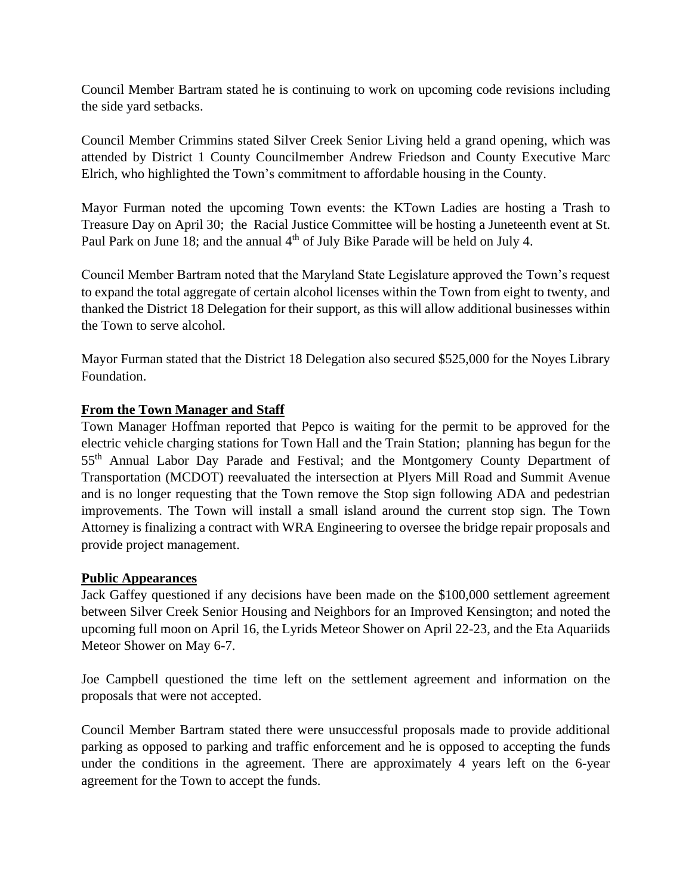Council Member Bartram stated he is continuing to work on upcoming code revisions including the side yard setbacks.

Council Member Crimmins stated Silver Creek Senior Living held a grand opening, which was attended by District 1 County Councilmember Andrew Friedson and County Executive Marc Elrich, who highlighted the Town's commitment to affordable housing in the County.

Mayor Furman noted the upcoming Town events: the KTown Ladies are hosting a Trash to Treasure Day on April 30; the Racial Justice Committee will be hosting a Juneteenth event at St. Paul Park on June 18; and the annual 4th of July Bike Parade will be held on July 4.

Council Member Bartram noted that the Maryland State Legislature approved the Town's request to expand the total aggregate of certain alcohol licenses within the Town from eight to twenty, and thanked the District 18 Delegation for their support, as this will allow additional businesses within the Town to serve alcohol.

Mayor Furman stated that the District 18 Delegation also secured $525,000 for the Noyes Library Foundation.

**From the Town Manager and Staff**

Town Manager Hoffman reported that Pepco is waiting for the permit to be approved for the electric vehicle charging stations for Town Hall and the Train Station; planning has begun for the 55th Annual Labor Day Parade and Festival; and the Montgomery County Department of Transportation (MCDOT) reevaluated the intersection at Plyers Mill Road and Summit Avenue and is no longer requesting that the Town remove the Stop sign following ADA and pedestrian improvements. The Town will install a small island around the current stop sign. The Town Attorney is finalizing a contract with WRA Engineering to oversee the bridge repair proposals and provide project management.

**Public Appearances**

Jack Gaffey questioned if any decisions have been made on the $100,000 settlement agreement between Silver Creek Senior Housing and Neighbors for an Improved Kensington; and noted the upcoming full moon on April 16, the Lyrids Meteor Shower on April 22-23, and the Eta Aquariids Meteor Shower on May 6-7.

Joe Campbell questioned the time left on the settlement agreement and information on the proposals that were not accepted.

Council Member Bartram stated there were unsuccessful proposals made to provide additional parking as opposed to parking and traffic enforcement and he is opposed to accepting the funds under the conditions in the agreement. There are approximately 4 years left on the 6-year agreement for the Town to accept the funds.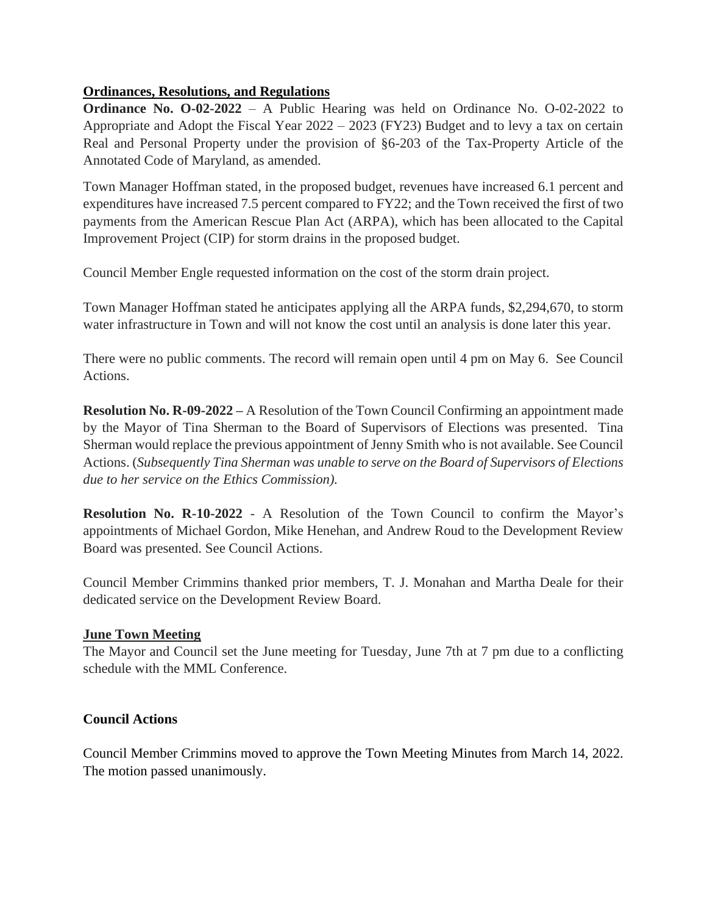**<u>Ordinances, Resolutions, and Regulations</u>**

**Ordinance No. O-02-2022** – A Public Hearing was held on Ordinance No. O-02-2022 to Appropriate and Adopt the Fiscal Year 2022 – 2023 (FY23) Budget and to levy a tax on certain Real and Personal Property under the provision of §6-203 of the Tax-Property Article of the Annotated Code of Maryland, as amended.

Town Manager Hoffman stated, in the proposed budget, revenues have increased 6.1 percent and expenditures have increased 7.5 percent compared to FY22; and the Town received the first of two payments from the American Rescue Plan Act (ARPA), which has been allocated to the Capital Improvement Project (CIP) for storm drains in the proposed budget.

Council Member Engle requested information on the cost of the storm drain project.

Town Manager Hoffman stated he anticipates applying all the ARPA funds, $2,294,670, to storm water infrastructure in Town and will not know the cost until an analysis is done later this year.

There were no public comments. The record will remain open until 4 pm on May 6. See Council Actions.

**Resolution No. R-09-2022 –** A Resolution of the Town Council Confirming an appointment made by the Mayor of Tina Sherman to the Board of Supervisors of Elections was presented. Tina Sherman would replace the previous appointment of Jenny Smith who is not available. See Council Actions. (*Subsequently Tina Sherman was unable to serve on the Board of Supervisors of Elections due to her service on the Ethics Commission).*

**Resolution No. R-10-2022** - A Resolution of the Town Council to confirm the Mayor's appointments of Michael Gordon, Mike Henehan, and Andrew Roud to the Development Review Board was presented. See Council Actions.

Council Member Crimmins thanked prior members, T. J. Monahan and Martha Deale for their dedicated service on the Development Review Board.

**<u>June Town Meeting</u>**

The Mayor and Council set the June meeting for Tuesday, June 7th at 7 pm due to a conflicting schedule with the MML Conference.

**Council Actions**

Council Member Crimmins moved to approve the Town Meeting Minutes from March 14, 2022. The motion passed unanimously.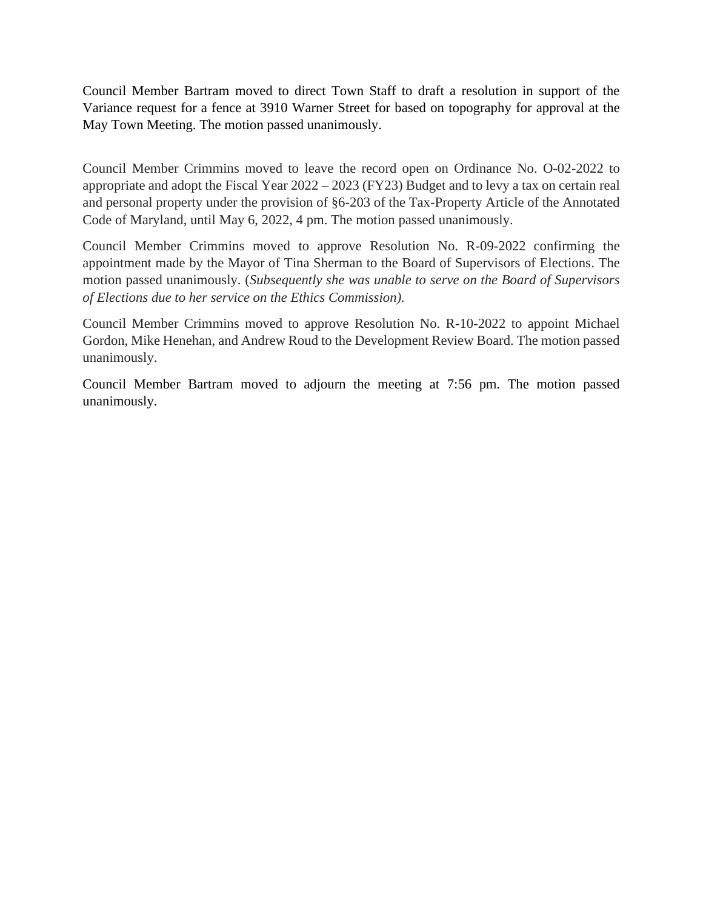Council Member Bartram moved to direct Town Staff to draft a resolution in support of the Variance request for a fence at 3910 Warner Street for based on topography for approval at the May Town Meeting. The motion passed unanimously.

Council Member Crimmins moved to leave the record open on Ordinance No. O-02-2022 to appropriate and adopt the Fiscal Year 2022 – 2023 (FY23) Budget and to levy a tax on certain real and personal property under the provision of §6-203 of the Tax-Property Article of the Annotated Code of Maryland, until May 6, 2022, 4 pm. The motion passed unanimously.

Council Member Crimmins moved to approve Resolution No. R-09-2022 confirming the appointment made by the Mayor of Tina Sherman to the Board of Supervisors of Elections. The motion passed unanimously. (*Subsequently she was unable to serve on the Board of Supervisors of Elections due to her service on the Ethics Commission).*

Council Member Crimmins moved to approve Resolution No. R-10-2022 to appoint Michael Gordon, Mike Henehan, and Andrew Roud to the Development Review Board. The motion passed unanimously.

Council Member Bartram moved to adjourn the meeting at 7:56 pm. The motion passed unanimously.